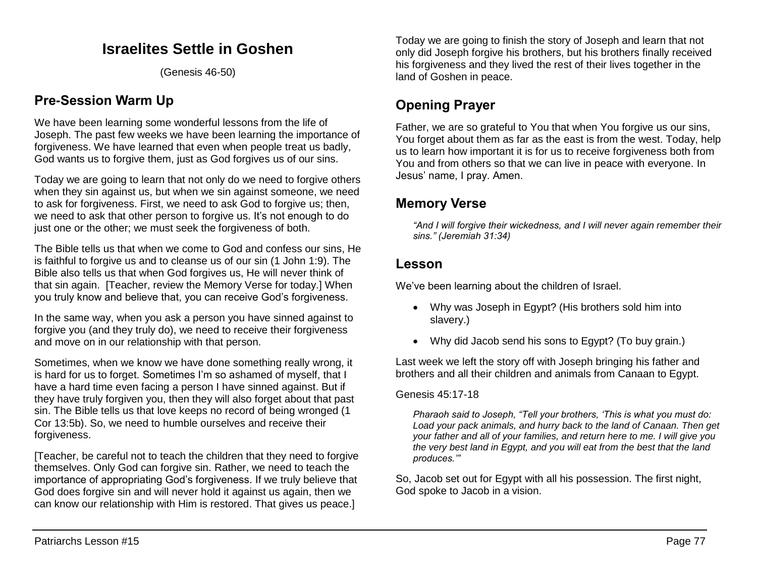# Israelites Settle in Goshen

(Genesis 46-50)

## Pre-Session Warm Up

We have been learning some wonderful lessons from the life of Joseph. The past few weeks we have been learning the importance of forgiveness. We have learned that even when people treat us badly, God wants us to forgive them, just as God forgives us of our sins.

Today we are going to learn that not only do we need to forgive others when they sin against us, but when we sin against someone, we need to ask for forgiveness. First, we need to ask God to forgive us; then, we need to ask that other person to forgive us. It's not enough to do just one or the other; we must seek the forgiveness of both.

The Bible tells us that when we come to God and confess our sins, He is faithful to forgive us and to cleanse us of our sin (1 John 1:9). The Bible also tells us that when God forgives us, He will never think of that sin again. [Teacher, review the Memory Verse for today.] When you truly know and believe that, you can receive God's forgiveness.

In the same way, when you ask a person you have sinned against to forgive you (and they truly do), we need to receive their forgiveness and move on in our relationship with that person.

Sometimes, when we know we have done something really wrong, it is hard for us to forget. Sometimes I'm so ashamed of myself, that I have a hard time even facing a person I have sinned against. But if they have truly forgiven you, then they will also forget about that past sin. The Bible tells us that love keeps no record of being wronged (1 Cor 13:5b). So, we need to humble ourselves and receive their forgiveness.

[Teacher, be careful not to teach the children that they need to forgive themselves. Only God can forgive sin. Rather, we need to teach the importance of appropriating God's forgiveness. If we truly believe that God does forgive sin and will never hold it against us again, then we can know our relationship with Him is restored. That gives us peace.]

Today we are going to finish the story of Joseph and learn that not only did Joseph forgive his brothers, but his brothers finally received his forgiveness and they lived the rest of their lives together in the land of Goshen in peace.

## Opening Prayer

Father, we are so grateful to You that when You forgive us our sins, You forget about them as far as the east is from the west. Today, help us to learn how important it is for us to receive forgiveness both from You and from others so that we can live in peace with everyone. In Jesus' name, I pray. Amen.

## Memory Verse

*"And I will forgive their wickedness, and I will never again remember their sins." (Jeremiah 31:34)*

## Lesson

We've been learning about the children of Israel.

- Why was Joseph in Egypt? (His brothers sold him into slavery.)
- Why did Jacob send his sons to Egypt? (To buy grain.)

Last week we left the story off with Joseph bringing his father and brothers and all their children and animals from Canaan to Egypt.

Genesis 45:17-18

*Pharaoh said to Joseph, "Tell your brothers, 'This is what you must do: Load your pack animals, and hurry back to the land of Canaan. Then get your father and all of your families, and return here to me. I will give you the very best land in Egypt, and you will eat from the best that the land produces.'"*

So, Jacob set out for Egypt with all his possession. The first night, God spoke to Jacob in a vision.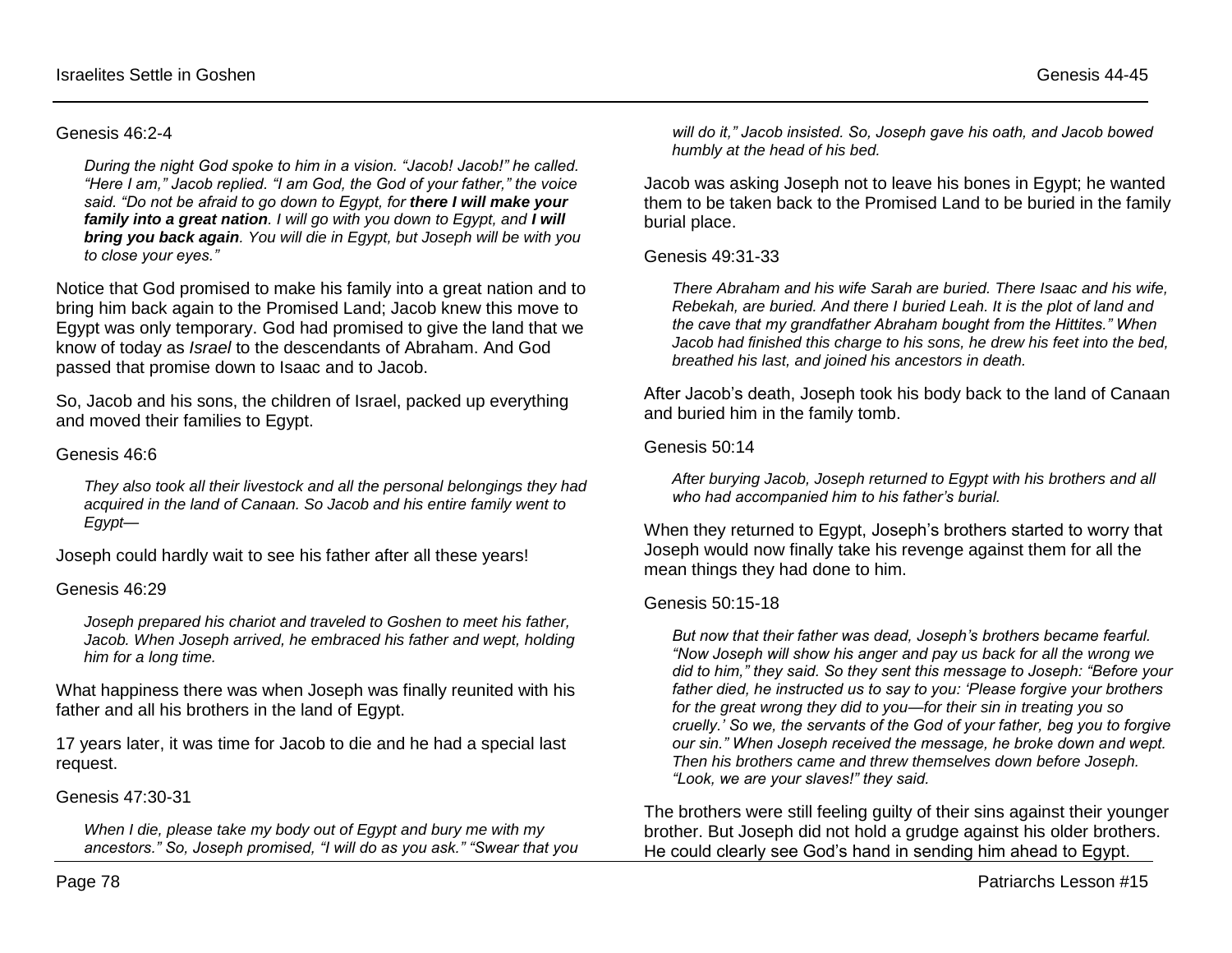Genesis 46:2-4

> *During the night God spoke to him in a vision. "Jacob! Jacob!" he called. "Here I am," Jacob replied. "I am God, the God of your father," the voice said. "Do not be afraid to go down to Egypt, for **there I will make your family into a great nation**. I will go with you down to Egypt, and **I will bring you back again**. You will die in Egypt, but Joseph will be with you to close your eyes."*

Notice that God promised to make his family into a great nation and to bring him back again to the Promised Land; Jacob knew this move to Egypt was only temporary. God had promised to give the land that we know of today as *Israel* to the descendants of Abraham. And God passed that promise down to Isaac and to Jacob.

So, Jacob and his sons, the children of Israel, packed up everything and moved their families to Egypt.

Genesis 46:6

> *They also took all their livestock and all the personal belongings they had acquired in the land of Canaan. So Jacob and his entire family went to Egypt—*

Joseph could hardly wait to see his father after all these years!

Genesis 46:29

> *Joseph prepared his chariot and traveled to Goshen to meet his father, Jacob. When Joseph arrived, he embraced his father and wept, holding him for a long time.*

What happiness there was when Joseph was finally reunited with his father and all his brothers in the land of Egypt.

17 years later, it was time for Jacob to die and he had a special last request.

Genesis 47:30-31

> *When I die, please take my body out of Egypt and bury me with my ancestors." So, Joseph promised, "I will do as you ask." "Swear that you will do it," Jacob insisted. So, Joseph gave his oath, and Jacob bowed humbly at the head of his bed.*

Jacob was asking Joseph not to leave his bones in Egypt; he wanted them to be taken back to the Promised Land to be buried in the family burial place.

Genesis 49:31-33

> *There Abraham and his wife Sarah are buried. There Isaac and his wife, Rebekah, are buried. And there I buried Leah. It is the plot of land and the cave that my grandfather Abraham bought from the Hittites." When Jacob had finished this charge to his sons, he drew his feet into the bed, breathed his last, and joined his ancestors in death.*

After Jacob's death, Joseph took his body back to the land of Canaan and buried him in the family tomb.

Genesis 50:14

> *After burying Jacob, Joseph returned to Egypt with his brothers and all who had accompanied him to his father's burial.*

When they returned to Egypt, Joseph's brothers started to worry that Joseph would now finally take his revenge against them for all the mean things they had done to him.

Genesis 50:15-18

> *But now that their father was dead, Joseph's brothers became fearful. "Now Joseph will show his anger and pay us back for all the wrong we did to him," they said. So they sent this message to Joseph: "Before your father died, he instructed us to say to you: 'Please forgive your brothers for the great wrong they did to you—for their sin in treating you so cruelly.' So we, the servants of the God of your father, beg you to forgive our sin." When Joseph received the message, he broke down and wept. Then his brothers came and threw themselves down before Joseph. "Look, we are your slaves!" they said.*

The brothers were still feeling guilty of their sins against their younger brother. But Joseph did not hold a grudge against his older brothers. He could clearly see God's hand in sending him ahead to Egypt.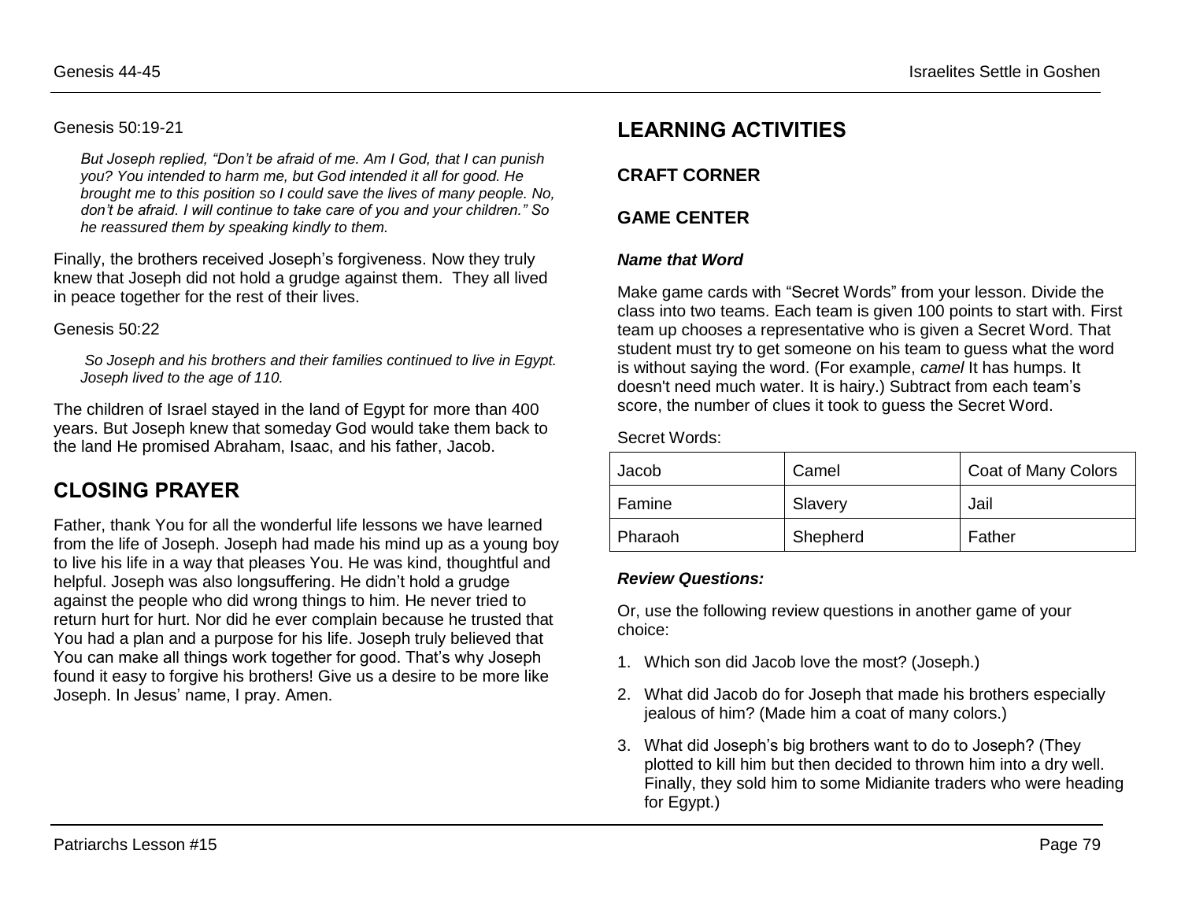Genesis 50:19-21

> *But Joseph replied, "Don't be afraid of me. Am I God, that I can punish you? You intended to harm me, but God intended it all for good. He brought me to this position so I could save the lives of many people. No, don't be afraid. I will continue to take care of you and your children." So he reassured them by speaking kindly to them.*

Finally, the brothers received Joseph's forgiveness. Now they truly knew that Joseph did not hold a grudge against them. They all lived in peace together for the rest of their lives.

Genesis 50:22

> *So Joseph and his brothers and their families continued to live in Egypt. Joseph lived to the age of 110.*

The children of Israel stayed in the land of Egypt for more than 400 years. But Joseph knew that someday God would take them back to the land He promised Abraham, Isaac, and his father, Jacob.

## CLOSING PRAYER

Father, thank You for all the wonderful life lessons we have learned from the life of Joseph. Joseph had made his mind up as a young boy to live his life in a way that pleases You. He was kind, thoughtful and helpful. Joseph was also longsuffering. He didn't hold a grudge against the people who did wrong things to him. He never tried to return hurt for hurt. Nor did he ever complain because he trusted that You had a plan and a purpose for his life. Joseph truly believed that You can make all things work together for good. That's why Joseph found it easy to forgive his brothers! Give us a desire to be more like Joseph. In Jesus' name, I pray. Amen.

## LEARNING ACTIVITIES

### CRAFT CORNER

### GAME CENTER

#### *Name that Word*

Make game cards with "Secret Words" from your lesson. Divide the class into two teams. Each team is given 100 points to start with. First team up chooses a representative who is given a Secret Word. That student must try to get someone on his team to guess what the word is without saying the word. (For example, *camel* It has humps. It doesn't need much water. It is hairy.) Subtract from each team's score, the number of clues it took to guess the Secret Word.

Secret Words:

| | | |
|---|---|---|
| Jacob | Camel | Coat of Many Colors |
| Famine | Slavery | Jail |
| Pharaoh | Shepherd | Father |

#### *Review Questions:*

Or, use the following review questions in another game of your choice:

1. Which son did Jacob love the most? (Joseph.)
2. What did Jacob do for Joseph that made his brothers especially jealous of him? (Made him a coat of many colors.)
3. What did Joseph's big brothers want to do to Joseph? (They plotted to kill him but then decided to thrown him into a dry well. Finally, they sold him to some Midianite traders who were heading for Egypt.)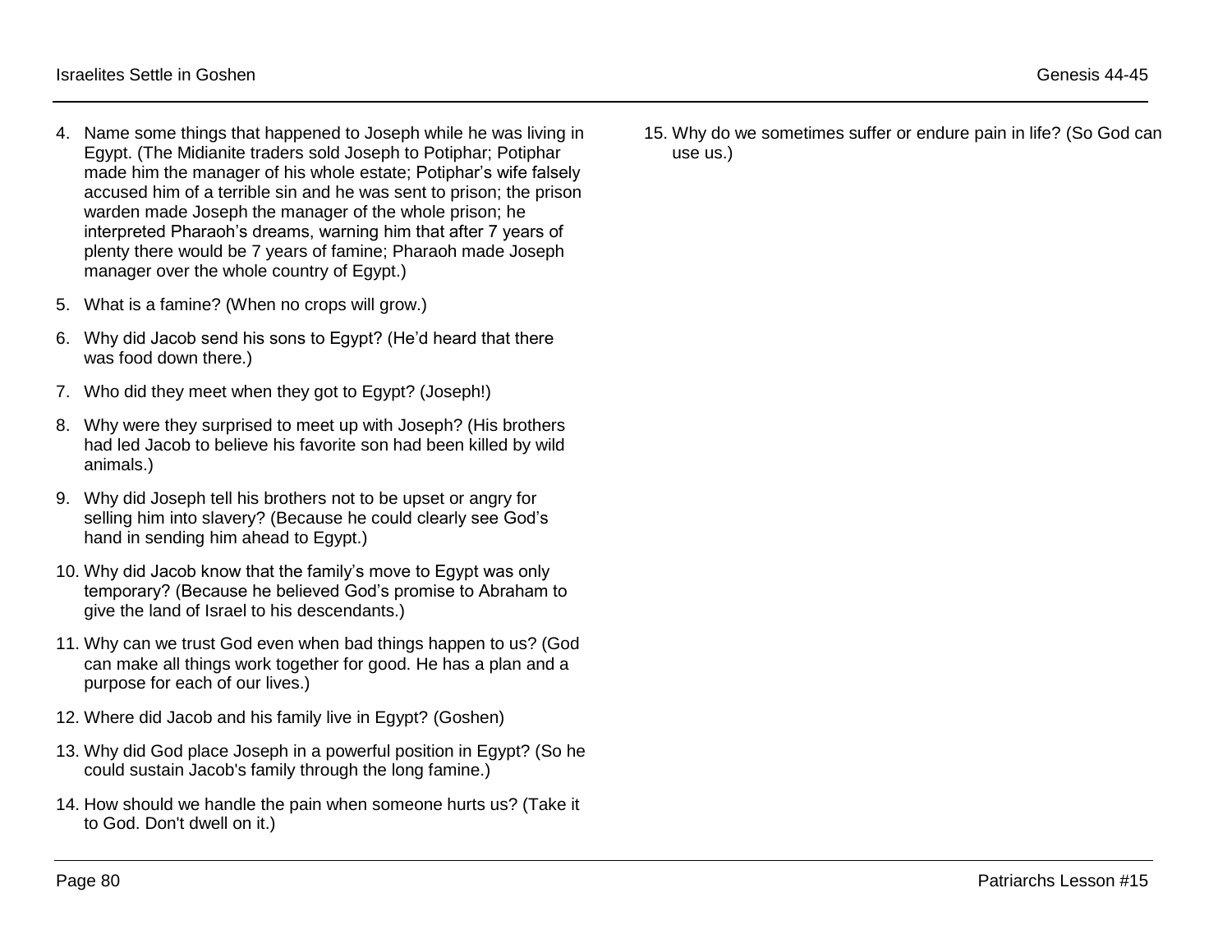4. Name some things that happened to Joseph while he was living in Egypt. (The Midianite traders sold Joseph to Potiphar; Potiphar made him the manager of his whole estate; Potiphar's wife falsely accused him of a terrible sin and he was sent to prison; the prison warden made Joseph the manager of the whole prison; he interpreted Pharaoh's dreams, warning him that after 7 years of plenty there would be 7 years of famine; Pharaoh made Joseph manager over the whole country of Egypt.)
5. What is a famine? (When no crops will grow.)
6. Why did Jacob send his sons to Egypt? (He'd heard that there was food down there.)
7. Who did they meet when they got to Egypt? (Joseph!)
8. Why were they surprised to meet up with Joseph? (His brothers had led Jacob to believe his favorite son had been killed by wild animals.)
9. Why did Joseph tell his brothers not to be upset or angry for selling him into slavery? (Because he could clearly see God's hand in sending him ahead to Egypt.)
10. Why did Jacob know that the family's move to Egypt was only temporary? (Because he believed God's promise to Abraham to give the land of Israel to his descendants.)
11. Why can we trust God even when bad things happen to us? (God can make all things work together for good. He has a plan and a purpose for each of our lives.)
12. Where did Jacob and his family live in Egypt? (Goshen)
13. Why did God place Joseph in a powerful position in Egypt? (So he could sustain Jacob's family through the long famine.)
14. How should we handle the pain when someone hurts us? (Take it to God. Don't dwell on it.)
15. Why do we sometimes suffer or endure pain in life? (So God can use us.)